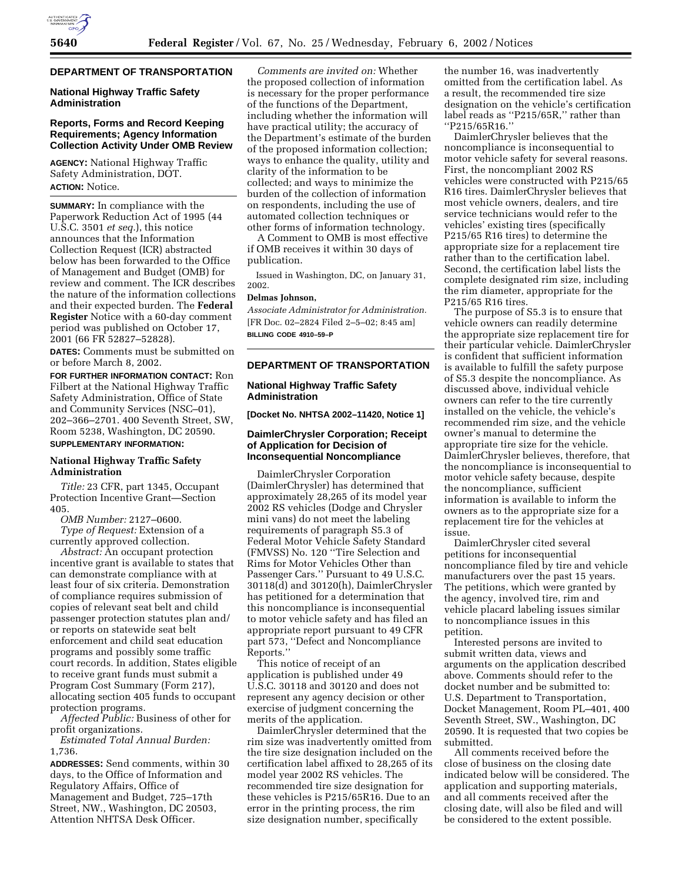## DEPARTMENT OF TRANSPORTATION

### National Highway Traffic Safety Administration

### Reports, Forms and Record Keeping Requirements; Agency Information Collection Activity Under OMB Review

**AGENCY:** National Highway Traffic Safety Administration, DOT.

**ACTION:** Notice.

**SUMMARY:** In compliance with the Paperwork Reduction Act of 1995 (44 U.S.C. 3501 *et seq.*), this notice announces that the Information Collection Request (ICR) abstracted below has been forwarded to the Office of Management and Budget (OMB) for review and comment. The ICR describes the nature of the information collections and their expected burden. The **Federal Register** Notice with a 60-day comment period was published on October 17, 2001 (66 FR 52827–52828).

**DATES:** Comments must be submitted on or before March 8, 2002.

**FOR FURTHER INFORMATION CONTACT:** Ron Filbert at the National Highway Traffic Safety Administration, Office of State and Community Services (NSC–01), 202–366–2701. 400 Seventh Street, SW, Room 5238, Washington, DC 20590.

**SUPPLEMENTARY INFORMATION:**

#### National Highway Traffic Safety Administration

*Title:* 23 CFR, part 1345, Occupant Protection Incentive Grant—Section 405.

*OMB Number:* 2127–0600.

*Type of Request:* Extension of a currently approved collection.

*Abstract:* An occupant protection incentive grant is available to states that can demonstrate compliance with at least four of six criteria. Demonstration of compliance requires submission of copies of relevant seat belt and child passenger protection statutes plan and/or reports on statewide seat belt enforcement and child seat education programs and possibly some traffic court records. In addition, States eligible to receive grant funds must submit a Program Cost Summary (Form 217), allocating section 405 funds to occupant protection programs.

*Affected Public:* Business of other for profit organizations.

*Estimated Total Annual Burden:* 1,736.

**ADDRESSES:** Send comments, within 30 days, to the Office of Information and Regulatory Affairs, Office of Management and Budget, 725–17th Street, NW., Washington, DC 20503, Attention NHTSA Desk Officer.

*Comments are invited on:* Whether the proposed collection of information is necessary for the proper performance of the functions of the Department, including whether the information will have practical utility; the accuracy of the Department's estimate of the burden of the proposed information collection; ways to enhance the quality, utility and clarity of the information to be collected; and ways to minimize the burden of the collection of information on respondents, including the use of automated collection techniques or other forms of information technology.

A Comment to OMB is most effective if OMB receives it within 30 days of publication.

Issued in Washington, DC, on January 31, 2002.

**Delmas Johnson,**

*Associate Administrator for Administration.*

[FR Doc. 02–2824 Filed 2–5–02; 8:45 am]

**BILLING CODE 4910–59–P**

## DEPARTMENT OF TRANSPORTATION

### National Highway Traffic Safety Administration

**[Docket No. NHTSA 2002–11420, Notice 1]**

### DaimlerChrysler Corporation; Receipt of Application for Decision of Inconsequential Noncompliance

DaimlerChrysler Corporation (DaimlerChrysler) has determined that approximately 28,265 of its model year 2002 RS vehicles (Dodge and Chrysler mini vans) do not meet the labeling requirements of paragraph S5.3 of Federal Motor Vehicle Safety Standard (FMVSS) No. 120 "Tire Selection and Rims for Motor Vehicles Other than Passenger Cars." Pursuant to 49 U.S.C. 30118(d) and 30120(h), DaimlerChrysler has petitioned for a determination that this noncompliance is inconsequential to motor vehicle safety and has filed an appropriate report pursuant to 49 CFR part 573, "Defect and Noncompliance Reports."

This notice of receipt of an application is published under 49 U.S.C. 30118 and 30120 and does not represent any agency decision or other exercise of judgment concerning the merits of the application.

DaimlerChrysler determined that the rim size was inadvertently omitted from the tire size designation included on the certification label affixed to 28,265 of its model year 2002 RS vehicles. The recommended tire size designation for these vehicles is P215/65R16. Due to an error in the printing process, the rim size designation number, specifically the number 16, was inadvertently omitted from the certification label. As a result, the recommended tire size designation on the vehicle's certification label reads as "P215/65R," rather than "P215/65R16."

DaimlerChrysler believes that the noncompliance is inconsequential to motor vehicle safety for several reasons. First, the noncompliant 2002 RS vehicles were constructed with P215/65 R16 tires. DaimlerChrysler believes that most vehicle owners, dealers, and tire service technicians would refer to the vehicles' existing tires (specifically P215/65 R16 tires) to determine the appropriate size for a replacement tire rather than to the certification label. Second, the certification label lists the complete designated rim size, including the rim diameter, appropriate for the P215/65 R16 tires.

The purpose of S5.3 is to ensure that vehicle owners can readily determine the appropriate size replacement tire for their particular vehicle. DaimlerChrysler is confident that sufficient information is available to fulfill the safety purpose of S5.3 despite the noncompliance. As discussed above, individual vehicle owners can refer to the tire currently installed on the vehicle, the vehicle's recommended rim size, and the vehicle owner's manual to determine the appropriate tire size for the vehicle. DaimlerChrysler believes, therefore, that the noncompliance is inconsequential to motor vehicle safety because, despite the noncompliance, sufficient information is available to inform the owners as to the appropriate size for a replacement tire for the vehicles at issue.

DaimlerChrysler cited several petitions for inconsequential noncompliance filed by tire and vehicle manufacturers over the past 15 years. The petitions, which were granted by the agency, involved tire, rim and vehicle placard labeling issues similar to noncompliance issues in this petition.

Interested persons are invited to submit written data, views and arguments on the application described above. Comments should refer to the docket number and be submitted to: U.S. Department to Transportation, Docket Management, Room PL–401, 400 Seventh Street, SW., Washington, DC 20590. It is requested that two copies be submitted.

All comments received before the close of business on the closing date indicated below will be considered. The application and supporting materials, and all comments received after the closing date, will also be filed and will be considered to the extent possible.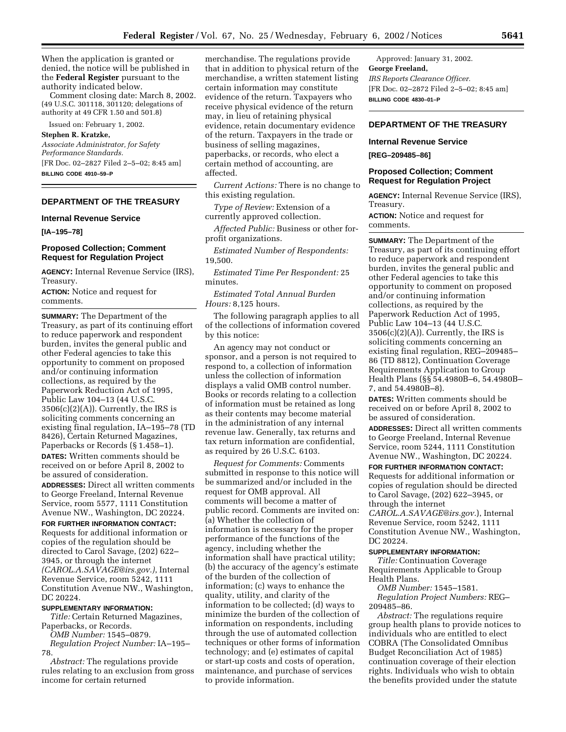When the application is granted or denied, the notice will be published in the **Federal Register** pursuant to the authority indicated below.

Comment closing date: March 8, 2002.

(49 U.S.C. 301118, 301120; delegations of authority at 49 CFR 1.50 and 501.8)

Issued on: February 1, 2002.

**Stephen R. Kratzke,**

*Associate Administrator, for Safety Performance Standards.*

[FR Doc. 02–2827 Filed 2–5–02; 8:45 am]

**BILLING CODE 4910–59–P**

## DEPARTMENT OF THE TREASURY

### Internal Revenue Service

**[IA–195–78]**

### Proposed Collection; Comment Request for Regulation Project

**AGENCY:** Internal Revenue Service (IRS), Treasury.

**ACTION:** Notice and request for comments.

**SUMMARY:** The Department of the Treasury, as part of its continuing effort to reduce paperwork and respondent burden, invites the general public and other Federal agencies to take this opportunity to comment on proposed and/or continuing information collections, as required by the Paperwork Reduction Act of 1995, Public Law 104–13 (44 U.S.C. 3506(c)(2)(A)). Currently, the IRS is soliciting comments concerning an existing final regulation, IA–195–78 (TD 8426), Certain Returned Magazines, Paperbacks or Records (§ 1.458–1).

**DATES:** Written comments should be received on or before April 8, 2002 to be assured of consideration.

**ADDRESSES:** Direct all written comments to George Freeland, Internal Revenue Service, room 5577, 1111 Constitution Avenue NW., Washington, DC 20224.

**FOR FURTHER INFORMATION CONTACT:** Requests for additional information or copies of the regulation should be directed to Carol Savage, (202) 622–3945, or through the internet *(CAROL.A.SAVAGE@irs.gov.)*, Internal Revenue Service, room 5242, 1111 Constitution Avenue NW., Washington, DC 20224.

**SUPPLEMENTARY INFORMATION:**

*Title:* Certain Returned Magazines, Paperbacks, or Records.

*OMB Number:* 1545–0879.

*Regulation Project Number:* IA–195–78.

*Abstract:* The regulations provide rules relating to an exclusion from gross income for certain returned merchandise. The regulations provide that in addition to physical return of the merchandise, a written statement listing certain information may constitute evidence of the return. Taxpayers who receive physical evidence of the return may, in lieu of retaining physical evidence, retain documentary evidence of the return. Taxpayers in the trade or business of selling magazines, paperbacks, or records, who elect a certain method of accounting, are affected.

*Current Actions:* There is no change to this existing regulation.

*Type of Review:* Extension of a currently approved collection.

*Affected Public:* Business or other for-profit organizations.

*Estimated Number of Respondents:* 19,500.

*Estimated Time Per Respondent:* 25 minutes.

*Estimated Total Annual Burden Hours:* 8,125 hours.

The following paragraph applies to all of the collections of information covered by this notice:

An agency may not conduct or sponsor, and a person is not required to respond to, a collection of information unless the collection of information displays a valid OMB control number. Books or records relating to a collection of information must be retained as long as their contents may become material in the administration of any internal revenue law. Generally, tax returns and tax return information are confidential, as required by 26 U.S.C. 6103.

*Request for Comments:* Comments submitted in response to this notice will be summarized and/or included in the request for OMB approval. All comments will become a matter of public record. Comments are invited on: (a) Whether the collection of information is necessary for the proper performance of the functions of the agency, including whether the information shall have practical utility; (b) the accuracy of the agency's estimate of the burden of the collection of information; (c) ways to enhance the quality, utility, and clarity of the information to be collected; (d) ways to minimize the burden of the collection of information on respondents, including through the use of automated collection techniques or other forms of information technology; and (e) estimates of capital or start-up costs and costs of operation, maintenance, and purchase of services to provide information.

Approved: January 31, 2002.

**George Freeland,**

*IRS Reports Clearance Officer.*

[FR Doc. 02–2872 Filed 2–5–02; 8:45 am]

**BILLING CODE 4830–01–P**

## DEPARTMENT OF THE TREASURY

### Internal Revenue Service

**[REG–209485–86]**

### Proposed Collection; Comment Request for Regulation Project

**AGENCY:** Internal Revenue Service (IRS), Treasury.

**ACTION:** Notice and request for comments.

**SUMMARY:** The Department of the Treasury, as part of its continuing effort to reduce paperwork and respondent burden, invites the general public and other Federal agencies to take this opportunity to comment on proposed and/or continuing information collections, as required by the Paperwork Reduction Act of 1995, Public Law 104–13 (44 U.S.C. 3506(c)(2)(A)). Currently, the IRS is soliciting comments concerning an existing final regulation, REG–209485–86 (TD 8812), Continuation Coverage Requirements Application to Group Health Plans (§§ 54.4980B–6, 54.4980B–7, and 54.4980B–8).

**DATES:** Written comments should be received on or before April 8, 2002 to be assured of consideration.

**ADDRESSES:** Direct all written comments to George Freeland, Internal Revenue Service, room 5244, 1111 Constitution Avenue NW., Washington, DC 20224.

**FOR FURTHER INFORMATION CONTACT:** Requests for additional information or copies of regulation should be directed to Carol Savage, (202) 622–3945, or through the internet *CAROL.A.SAVAGE@irs.gov.*), Internal Revenue Service, room 5242, 1111 Constitution Avenue NW., Washington, DC 20224.

**SUPPLEMENTARY INFORMATION:**

*Title:* Continuation Coverage Requirements Applicable to Group Health Plans.

*OMB Number:* 1545–1581.

*Regulation Project Numbers:* REG–209485–86.

*Abstract:* The regulations require group health plans to provide notices to individuals who are entitled to elect COBRA (The Consolidated Omnibus Budget Reconciliation Act of 1985) continuation coverage of their election rights. Individuals who wish to obtain the benefits provided under the statute